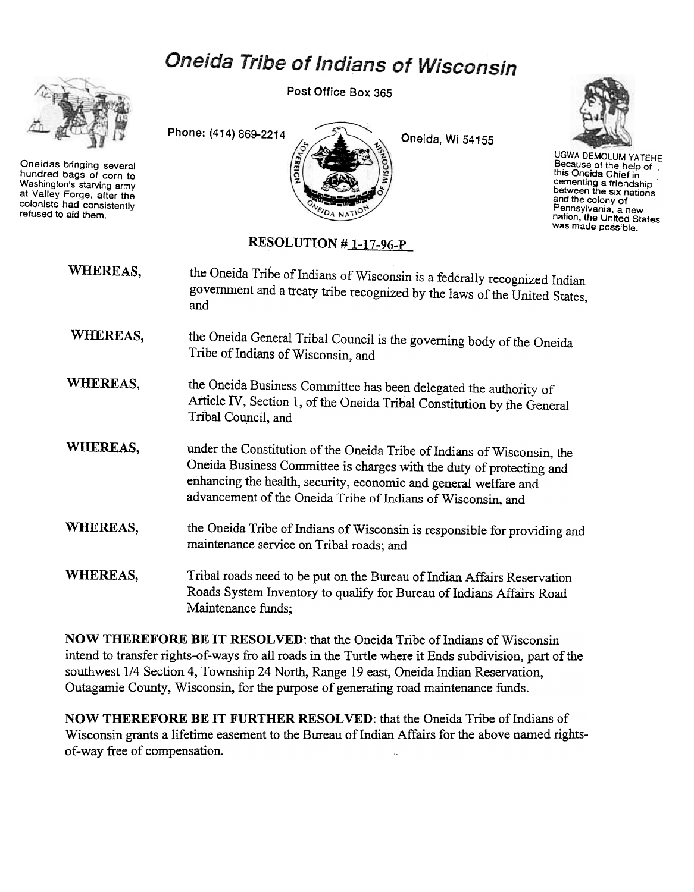# Oneida Tribe of Indians of Wisconsin

Post Office Box 365

Phone: (414) 869-2214

Oneida, Wi 54155

Oneidas bringing several hundred bags of corn to Washington's starving army at Valley Forge, after the colonists had consistently refused to aid them.

UGWA DEMOLUM YATEHE
Because of the help of this Oneida Chief in cementing a friendship between the six nations and the colony of Pennsylvania, a new nation, the United States was made possible.

## RESOLUTION # 1-17-96-P

**WHEREAS,** the Oneida Tribe of Indians of Wisconsin is a federally recognized Indian government and a treaty tribe recognized by the laws of the United States, and

**WHEREAS,** the Oneida General Tribal Council is the governing body of the Oneida Tribe of Indians of Wisconsin, and

**WHEREAS,** the Oneida Business Committee has been delegated the authority of Article IV, Section 1, of the Oneida Tribal Constitution by the General Tribal Council, and

**WHEREAS,** under the Constitution of the Oneida Tribe of Indians of Wisconsin, the Oneida Business Committee is charges with the duty of protecting and enhancing the health, security, economic and general welfare and advancement of the Oneida Tribe of Indians of Wisconsin, and

**WHEREAS,** the Oneida Tribe of Indians of Wisconsin is responsible for providing and maintenance service on Tribal roads; and

**WHEREAS,** Tribal roads need to be put on the Bureau of Indian Affairs Reservation Roads System Inventory to qualify for Bureau of Indians Affairs Road Maintenance funds;

**NOW THEREFORE BE IT RESOLVED**: that the Oneida Tribe of Indians of Wisconsin intend to transfer rights-of-ways fro all roads in the Turtle where it Ends subdivision, part of the southwest 1/4 Section 4, Township 24 North, Range 19 east, Oneida Indian Reservation, Outagamie County, Wisconsin, for the purpose of generating road maintenance funds.

**NOW THEREFORE BE IT FURTHER RESOLVED**: that the Oneida Tribe of Indians of Wisconsin grants a lifetime easement to the Bureau of Indian Affairs for the above named rights-of-way free of compensation.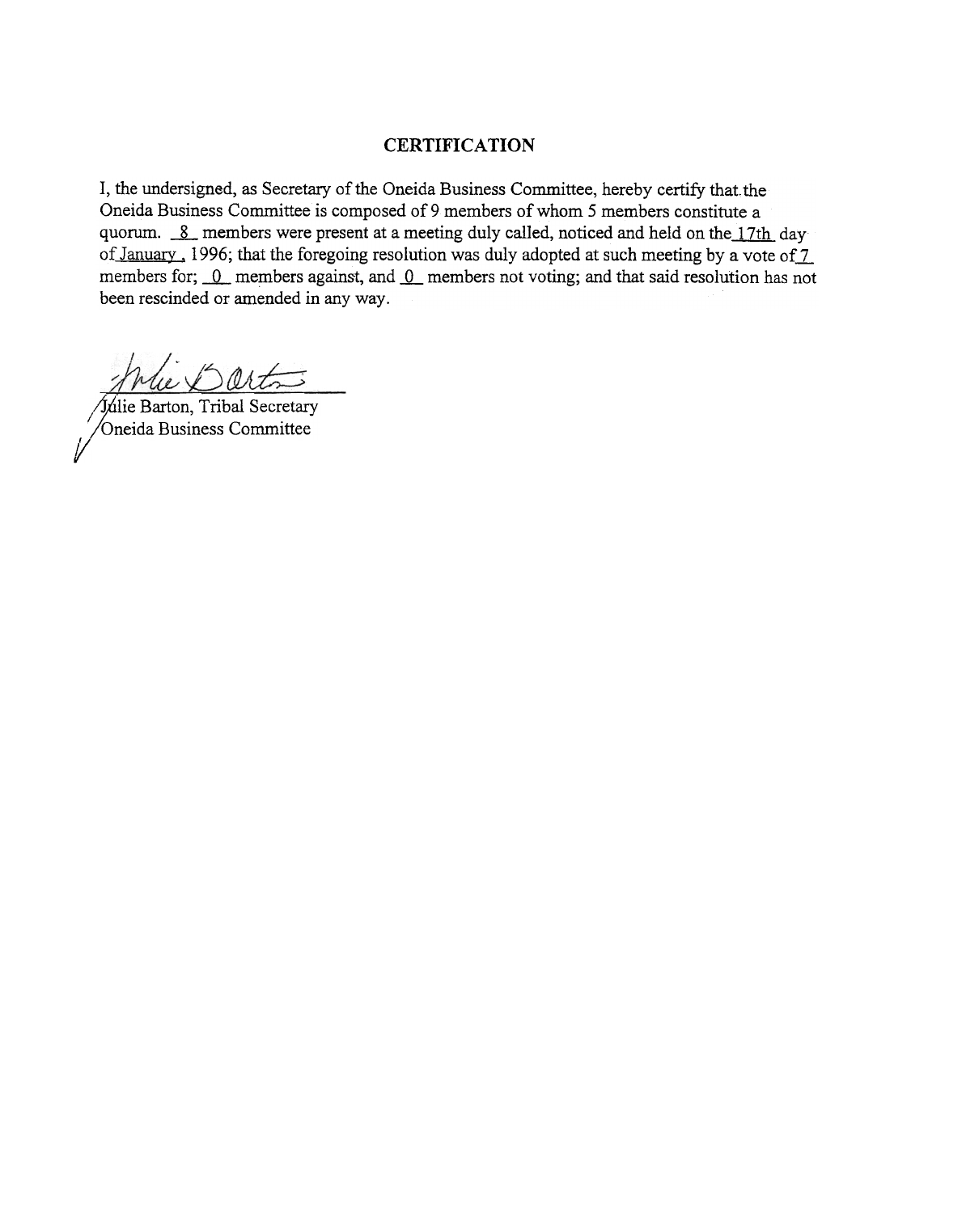## CERTIFICATION

I, the undersigned, as Secretary of the Oneida Business Committee, hereby certify that the Oneida Business Committee is composed of 9 members of whom 5 members constitute a quorum. _8_ members were present at a meeting duly called, noticed and held on the _17th_ day of _January_, 1996; that the foregoing resolution was duly adopted at such meeting by a vote of _7_ members for; _0_ members against, and _0_ members not voting; and that said resolution has not been rescinded or amended in any way.

Julie Barton, Tribal Secretary
Oneida Business Committee